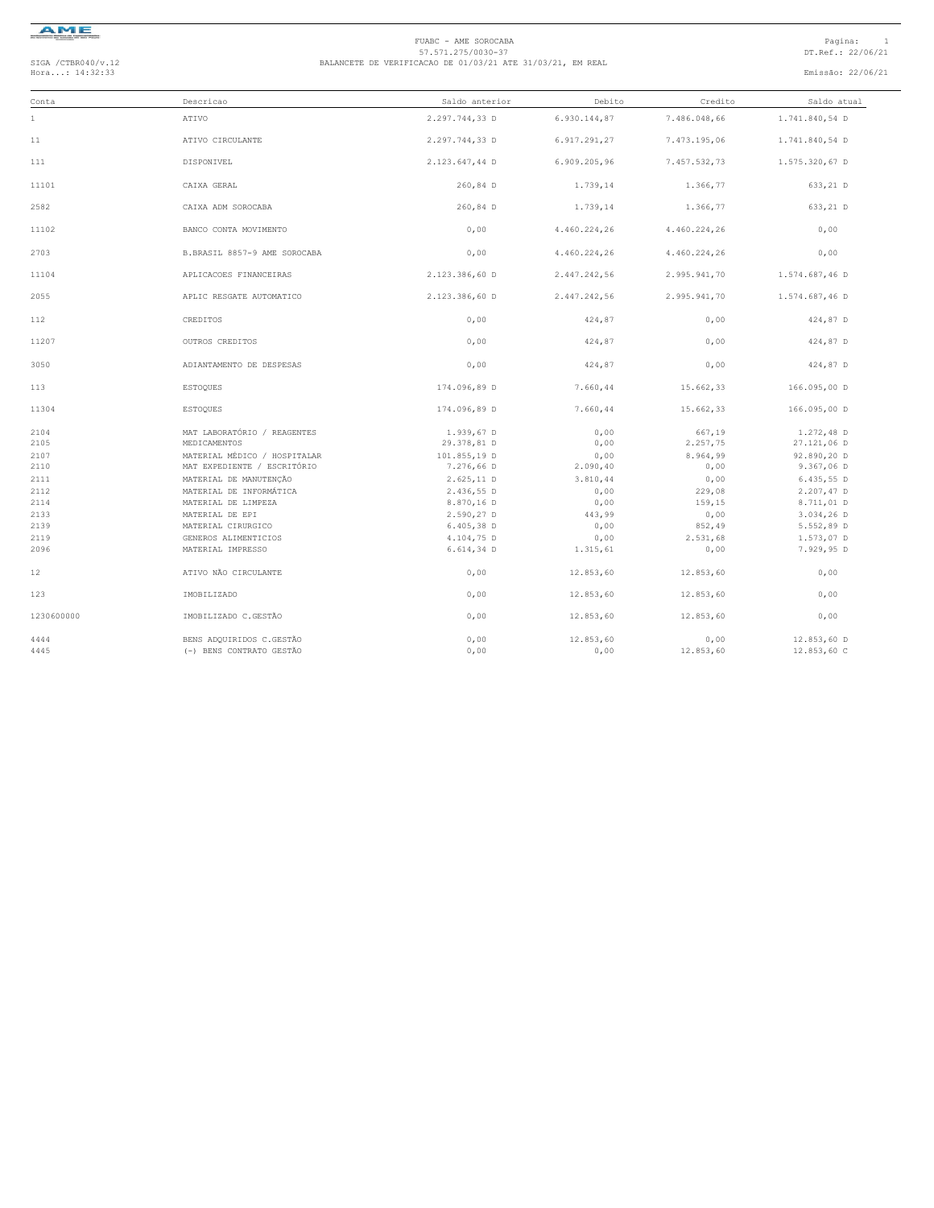FUABC - AME SOROCABA
57.571.275/0030-37
BALANCETE DE VERIFICACAO DE 01/03/21 ATE 31/03/21, EM REAL

SIGA /CTBR040/v.12
Hora...: 14:32:33

DT.Ref.: 22/06/21
Emissão: 22/06/21

| Conta | Descricao | Saldo anterior | Debito | Credito | Saldo atual |
|---|---|---|---|---|---|
| 1 | ATIVO | 2.297.744,33 D | 6.930.144,87 | 7.486.048,66 | 1.741.840,54 D |
| 11 | ATIVO CIRCULANTE | 2.297.744,33 D | 6.917.291,27 | 7.473.195,06 | 1.741.840,54 D |
| 111 | DISPONIVEL | 2.123.647,44 D | 6.909.205,96 | 7.457.532,73 | 1.575.320,67 D |
| 11101 | CAIXA GERAL | 260,84 D | 1.739,14 | 1.366,77 | 633,21 D |
| 2582 | CAIXA ADM SOROCABA | 260,84 D | 1.739,14 | 1.366,77 | 633,21 D |
| 11102 | BANCO CONTA MOVIMENTO | 0,00 | 4.460.224,26 | 4.460.224,26 | 0,00 |
| 2703 | B.BRASIL 8857-9 AME SOROCABA | 0,00 | 4.460.224,26 | 4.460.224,26 | 0,00 |
| 11104 | APLICACOES FINANCEIRAS | 2.123.386,60 D | 2.447.242,56 | 2.995.941,70 | 1.574.687,46 D |
| 2055 | APLIC RESGATE AUTOMATICO | 2.123.386,60 D | 2.447.242,56 | 2.995.941,70 | 1.574.687,46 D |
| 112 | CREDITOS | 0,00 | 424,87 | 0,00 | 424,87 D |
| 11207 | OUTROS CREDITOS | 0,00 | 424,87 | 0,00 | 424,87 D |
| 3050 | ADIANTAMENTO DE DESPESAS | 0,00 | 424,87 | 0,00 | 424,87 D |
| 113 | ESTOQUES | 174.096,89 D | 7.660,44 | 15.662,33 | 166.095,00 D |
| 11304 | ESTOQUES | 174.096,89 D | 7.660,44 | 15.662,33 | 166.095,00 D |
| 2104 | MAT LABORATÓRIO / REAGENTES | 1.939,67 D | 0,00 | 667,19 | 1.272,48 D |
| 2105 | MEDICAMENTOS | 29.378,81 D | 0,00 | 2.257,75 | 27.121,06 D |
| 2107 | MATERIAL MÉDICO / HOSPITALAR | 101.855,19 D | 0,00 | 8.964,99 | 92.890,20 D |
| 2110 | MAT EXPEDIENTE / ESCRITÓRIO | 7.276,66 D | 2.090,40 | 0,00 | 9.367,06 D |
| 2111 | MATERIAL DE MANUTENÇÃO | 2.625,11 D | 3.810,44 | 0,00 | 6.435,55 D |
| 2112 | MATERIAL DE INFORMÁTICA | 2.436,55 D | 0,00 | 229,08 | 2.207,47 D |
| 2114 | MATERIAL DE LIMPEZA | 8.870,16 D | 0,00 | 159,15 | 8.711,01 D |
| 2133 | MATERIAL DE EPI | 2.590,27 D | 443,99 | 0,00 | 3.034,26 D |
| 2139 | MATERIAL CIRURGICO | 6.405,38 D | 0,00 | 852,49 | 5.552,89 D |
| 2119 | GENEROS ALIMENTICIOS | 4.104,75 D | 0,00 | 2.531,68 | 1.573,07 D |
| 2096 | MATERIAL IMPRESSO | 6.614,34 D | 1.315,61 | 0,00 | 7.929,95 D |
| 12 | ATIVO NÃO CIRCULANTE | 0,00 | 12.853,60 | 12.853,60 | 0,00 |
| 123 | IMOBILIZADO | 0,00 | 12.853,60 | 12.853,60 | 0,00 |
| 1230600000 | IMOBILIZADO C.GESTÃO | 0,00 | 12.853,60 | 12.853,60 | 0,00 |
| 4444 | BENS ADQUIRIDOS C.GESTÃO | 0,00 | 12.853,60 | 0,00 | 12.853,60 D |
| 4445 | (-) BENS CONTRATO GESTÃO | 0,00 | 0,00 | 12.853,60 | 12.853,60 C |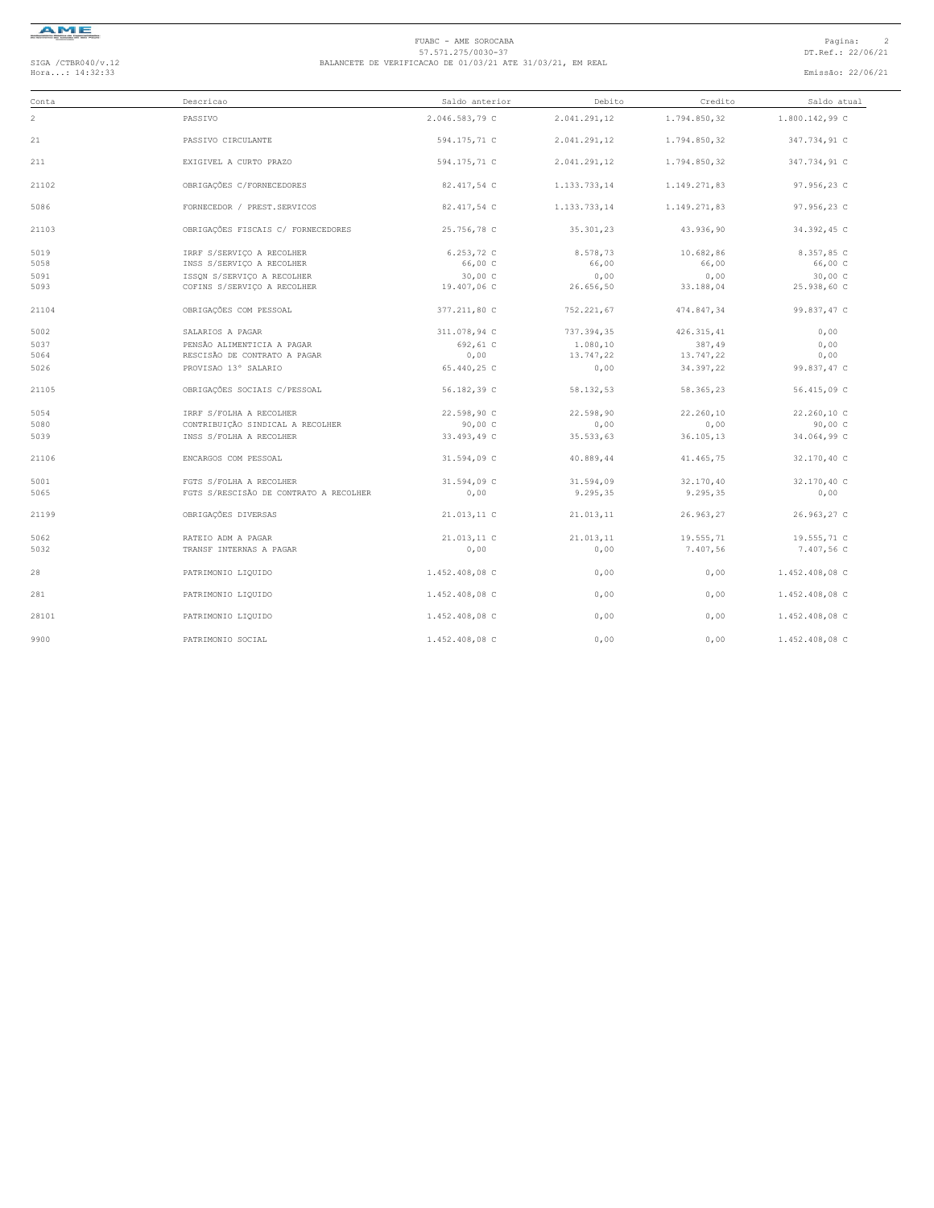FUABC - AME SOROCABA
57.571.275/0030-37
BALANCETE DE VERIFICACAO DE 01/03/21 ATE 31/03/21, EM REAL

SIGA /CTBR040/v.12
Hora...: 14:32:33

DT.Ref.: 22/06/21
Emissão: 22/06/21

| Conta | Descricao | Saldo anterior | Debito | Credito | Saldo atual |
|---|---|---|---|---|---|
| 2 | PASSIVO | 2.046.583,79 C | 2.041.291,12 | 1.794.850,32 | 1.800.142,99 C |
| 21 | PASSIVO CIRCULANTE | 594.175,71 C | 2.041.291,12 | 1.794.850,32 | 347.734,91 C |
| 211 | EXIGIVEL A CURTO PRAZO | 594.175,71 C | 2.041.291,12 | 1.794.850,32 | 347.734,91 C |
| 21102 | OBRIGAÇÕES C/FORNECEDORES | 82.417,54 C | 1.133.733,14 | 1.149.271,83 | 97.956,23 C |
| 5086 | FORNECEDOR / PREST.SERVICOS | 82.417,54 C | 1.133.733,14 | 1.149.271,83 | 97.956,23 C |
| 21103 | OBRIGAÇÕES FISCAIS C/ FORNECEDORES | 25.756,78 C | 35.301,23 | 43.936,90 | 34.392,45 C |
| 5019 | IRRF S/SERVIÇO A RECOLHER | 6.253,72 C | 8.578,73 | 10.682,86 | 8.357,85 C |
| 5058 | INSS S/SERVIÇO A RECOLHER | 66,00 C | 66,00 | 66,00 | 66,00 C |
| 5091 | ISSQN S/SERVIÇO A RECOLHER | 30,00 C | 0,00 | 0,00 | 30,00 C |
| 5093 | COFINS S/SERVIÇO A RECOLHER | 19.407,06 C | 26.656,50 | 33.188,04 | 25.938,60 C |
| 21104 | OBRIGAÇÕES COM PESSOAL | 377.211,80 C | 752.221,67 | 474.847,34 | 99.837,47 C |
| 5002 | SALARIOS A PAGAR | 311.078,94 C | 737.394,35 | 426.315,41 | 0,00 |
| 5037 | PENSÃO ALIMENTICIA A PAGAR | 692,61 C | 1.080,10 | 387,49 | 0,00 |
| 5064 | RESCISÃO DE CONTRATO A PAGAR | 0,00 | 13.747,22 | 13.747,22 | 0,00 |
| 5026 | PROVISAO 13° SALARIO | 65.440,25 C | 0,00 | 34.397,22 | 99.837,47 C |
| 21105 | OBRIGAÇÕES SOCIAIS C/PESSOAL | 56.182,39 C | 58.132,53 | 58.365,23 | 56.415,09 C |
| 5054 | IRRF S/FOLHA A RECOLHER | 22.598,90 C | 22.598,90 | 22.260,10 | 22.260,10 C |
| 5080 | CONTRIBUIÇÃO SINDICAL A RECOLHER | 90,00 C | 0,00 | 0,00 | 90,00 C |
| 5039 | INSS S/FOLHA A RECOLHER | 33.493,49 C | 35.533,63 | 36.105,13 | 34.064,99 C |
| 21106 | ENCARGOS COM PESSOAL | 31.594,09 C | 40.889,44 | 41.465,75 | 32.170,40 C |
| 5001 | FGTS S/FOLHA A RECOLHER | 31.594,09 C | 31.594,09 | 32.170,40 | 32.170,40 C |
| 5065 | FGTS S/RESCISÃO DE CONTRATO A RECOLHER | 0,00 | 9.295,35 | 9.295,35 | 0,00 |
| 21199 | OBRIGAÇÕES DIVERSAS | 21.013,11 C | 21.013,11 | 26.963,27 | 26.963,27 C |
| 5062 | RATEIO ADM A PAGAR | 21.013,11 C | 21.013,11 | 19.555,71 | 19.555,71 C |
| 5032 | TRANSF INTERNAS A PAGAR | 0,00 | 0,00 | 7.407,56 | 7.407,56 C |
| 28 | PATRIMONIO LIQUIDO | 1.452.408,08 C | 0,00 | 0,00 | 1.452.408,08 C |
| 281 | PATRIMONIO LIQUIDO | 1.452.408,08 C | 0,00 | 0,00 | 1.452.408,08 C |
| 28101 | PATRIMONIO LIQUIDO | 1.452.408,08 C | 0,00 | 0,00 | 1.452.408,08 C |
| 9900 | PATRIMONIO SOCIAL | 1.452.408,08 C | 0,00 | 0,00 | 1.452.408,08 C |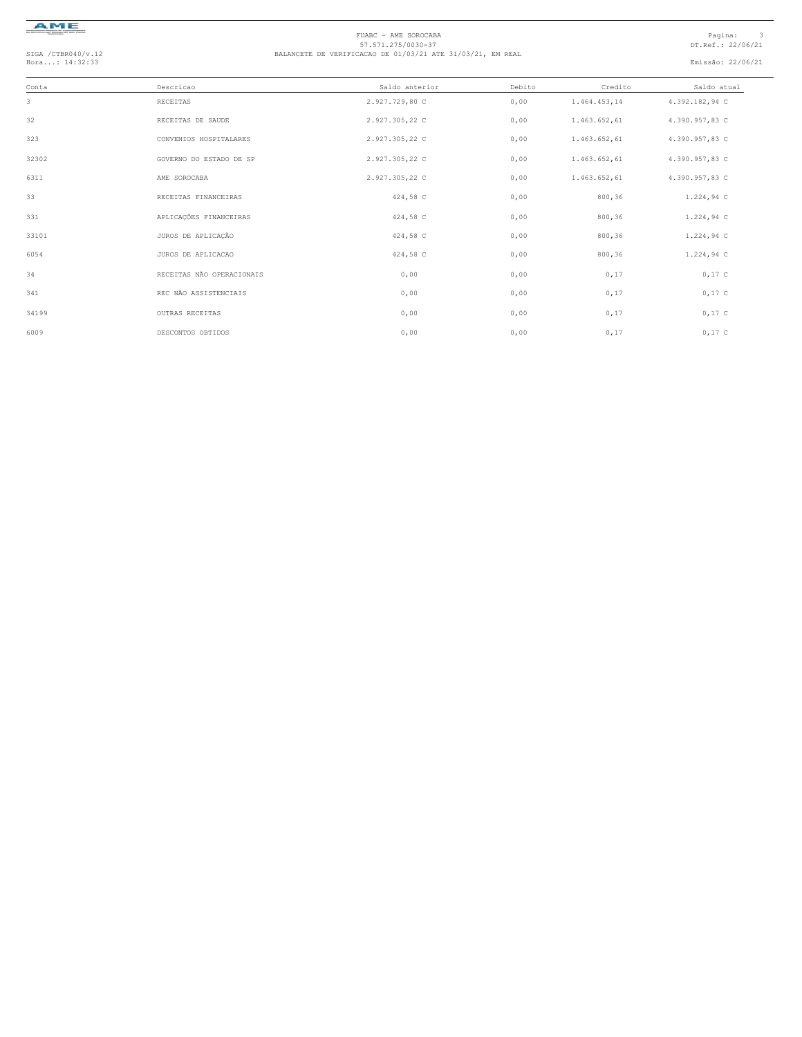FUABC - AME SOROCABA
57.571.275/0030-37
SIGA /CTBR040/v.12
Hora...: 14:32:33
BALANCETE DE VERIFICACAO DE 01/03/21 ATE 31/03/21, EM REAL
DT.Ref.: 22/06/21
Emissão: 22/06/21

| Conta | Descricao | Saldo anterior | Debito | Credito | Saldo atual |
|---|---|---|---|---|---|
| 3 | RECEITAS | 2.927.729,80 C | 0,00 | 1.464.453,14 | 4.392.182,94 C |
| 32 | RECEITAS DE SAUDE | 2.927.305,22 C | 0,00 | 1.463.652,61 | 4.390.957,83 C |
| 323 | CONVENIOS HOSPITALARES | 2.927.305,22 C | 0,00 | 1.463.652,61 | 4.390.957,83 C |
| 32302 | GOVERNO DO ESTADO DE SP | 2.927.305,22 C | 0,00 | 1.463.652,61 | 4.390.957,83 C |
| 6311 | AME SOROCABA | 2.927.305,22 C | 0,00 | 1.463.652,61 | 4.390.957,83 C |
| 33 | RECEITAS FINANCEIRAS | 424,58 C | 0,00 | 800,36 | 1.224,94 C |
| 331 | APLICAÇÕES FINANCEIRAS | 424,58 C | 0,00 | 800,36 | 1.224,94 C |
| 33101 | JUROS DE APLICAÇÃO | 424,58 C | 0,00 | 800,36 | 1.224,94 C |
| 6054 | JUROS DE APLICACAO | 424,58 C | 0,00 | 800,36 | 1.224,94 C |
| 34 | RECEITAS NÃO OPERACIONAIS | 0,00 | 0,00 | 0,17 | 0,17 C |
| 341 | REC NÃO ASSISTENCIAIS | 0,00 | 0,00 | 0,17 | 0,17 C |
| 34199 | OUTRAS RECEITAS | 0,00 | 0,00 | 0,17 | 0,17 C |
| 6009 | DESCONTOS OBTIDOS | 0,00 | 0,00 | 0,17 | 0,17 C |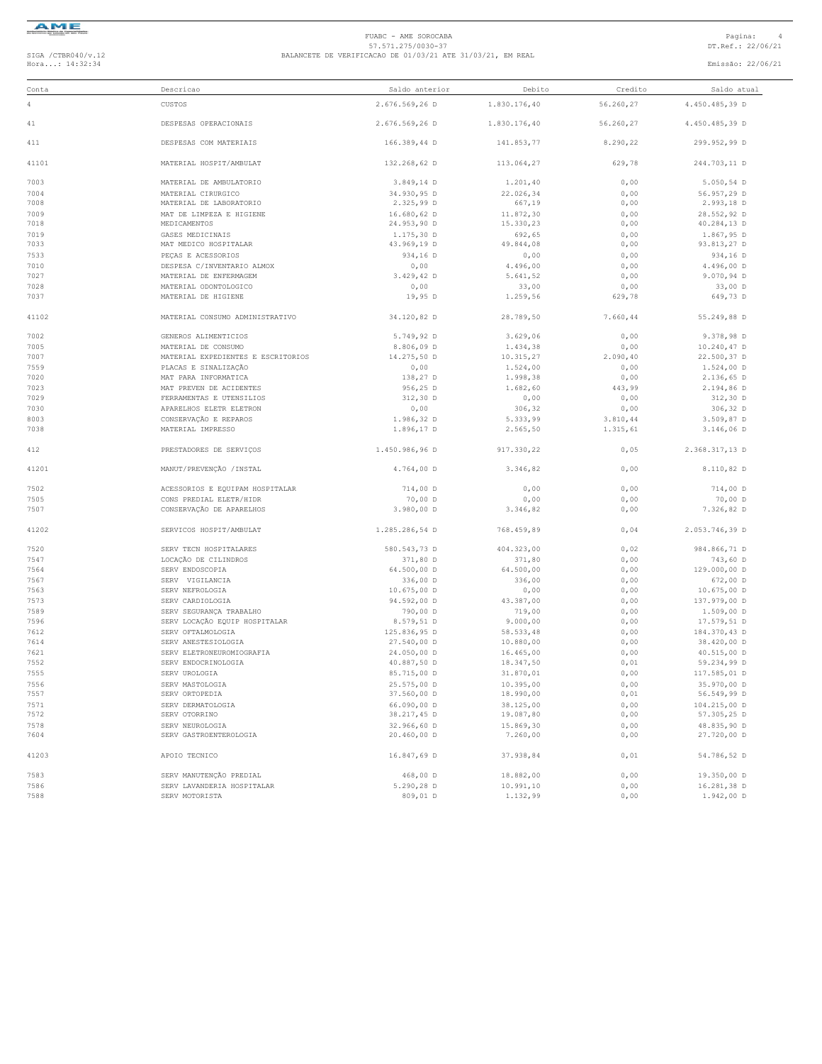FUABC - AME SOROCABA
57.571.275/0030-37
BALANCETE DE VERIFICACAO DE 01/03/21 ATE 31/03/21, EM REAL

SIGA /CTBR040/v.12
Hora...: 14:32:34

Pagina: 4
DT.Ref.: 22/06/21
Emissão: 22/06/21

| Conta | Descricao | Saldo anterior | Debito | Credito | Saldo atual |
|---|---|---|---|---|---|
| 4 | CUSTOS | 2.676.569,26 D | 1.830.176,40 | 56.260,27 | 4.450.485,39 D |
| 41 | DESPESAS OPERACIONAIS | 2.676.569,26 D | 1.830.176,40 | 56.260,27 | 4.450.485,39 D |
| 411 | DESPESAS COM MATERIAIS | 166.389,44 D | 141.853,77 | 8.290,22 | 299.952,99 D |
| 41101 | MATERIAL HOSPIT/AMBULAT | 132.268,62 D | 113.064,27 | 629,78 | 244.703,11 D |
| 7003 | MATERIAL DE AMBULATORIO | 3.849,14 D | 1.201,40 | 0,00 | 5.050,54 D |
| 7004 | MATERIAL CIRURGICO | 34.930,95 D | 22.026,34 | 0,00 | 56.957,29 D |
| 7008 | MATERIAL DE LABORATORIO | 2.325,99 D | 667,19 | 0,00 | 2.993,18 D |
| 7009 | MAT DE LIMPEZA E HIGIENE | 16.680,62 D | 11.872,30 | 0,00 | 28.552,92 D |
| 7018 | MEDICAMENTOS | 24.953,90 D | 15.330,23 | 0,00 | 40.284,13 D |
| 7019 | GASES MEDICINAIS | 1.175,30 D | 692,65 | 0,00 | 1.867,95 D |
| 7033 | MAT MEDICO HOSPITALAR | 43.969,19 D | 49.844,08 | 0,00 | 93.813,27 D |
| 7533 | PEÇAS E ACESSORIOS | 934,16 D | 0,00 | 0,00 | 934,16 D |
| 7010 | DESPESA C/INVENTARIO ALMOX | 0,00 | 4.496,00 | 0,00 | 4.496,00 D |
| 7027 | MATERIAL DE ENFERMAGEM | 3.429,42 D | 5.641,52 | 0,00 | 9.070,94 D |
| 7028 | MATERIAL ODONTOLOGICO | 0,00 | 33,00 | 0,00 | 33,00 D |
| 7037 | MATERIAL DE HIGIENE | 19,95 D | 1.259,56 | 629,78 | 649,73 D |
| 41102 | MATERIAL CONSUMO ADMINISTRATIVO | 34.120,82 D | 28.789,50 | 7.660,44 | 55.249,88 D |
| 7002 | GENEROS ALIMENTICIOS | 5.749,92 D | 3.629,06 | 0,00 | 9.378,98 D |
| 7005 | MATERIAL DE CONSUMO | 8.806,09 D | 1.434,38 | 0,00 | 10.240,47 D |
| 7007 | MATERIAL EXPEDIENTES E ESCRITORIOS | 14.275,50 D | 10.315,27 | 2.090,40 | 22.500,37 D |
| 7559 | PLACAS E SINALIZAÇÃO | 0,00 | 1.524,00 | 0,00 | 1.524,00 D |
| 7020 | MAT PARA INFORMATICA | 138,27 D | 1.998,38 | 0,00 | 2.136,65 D |
| 7023 | MAT PREVEN DE ACIDENTES | 956,25 D | 1.682,60 | 443,99 | 2.194,86 D |
| 7029 | FERRAMENTAS E UTENSILIOS | 312,30 D | 0,00 | 0,00 | 312,30 D |
| 7030 | APARELHOS ELETR ELETRON | 0,00 | 306,32 | 0,00 | 306,32 D |
| 8003 | CONSERVAÇÃO E REPAROS | 1.986,32 D | 5.333,99 | 3.810,44 | 3.509,87 D |
| 7038 | MATERIAL IMPRESSO | 1.896,17 D | 2.565,50 | 1.315,61 | 3.146,06 D |
| 412 | PRESTADORES DE SERVIÇOS | 1.450.986,96 D | 917.330,22 | 0,05 | 2.368.317,13 D |
| 41201 | MANUT/PREVENÇÃO /INSTAL | 4.764,00 D | 3.346,82 | 0,00 | 8.110,82 D |
| 7502 | ACESSORIOS E EQUIPAM HOSPITALAR | 714,00 D | 0,00 | 0,00 | 714,00 D |
| 7505 | CONS PREDIAL ELETR/HIDR | 70,00 D | 0,00 | 0,00 | 70,00 D |
| 7507 | CONSERVAÇÃO DE APARELHOS | 3.980,00 D | 3.346,82 | 0,00 | 7.326,82 D |
| 41202 | SERVICOS HOSPIT/AMBULAT | 1.285.286,54 D | 768.459,89 | 0,04 | 2.053.746,39 D |
| 7520 | SERV TECN HOSPITALARES | 580.543,73 D | 404.323,00 | 0,02 | 984.866,71 D |
| 7547 | LOCAÇÃO DE CILINDROS | 371,80 D | 371,80 | 0,00 | 743,60 D |
| 7564 | SERV ENDOSCOPIA | 64.500,00 D | 64.500,00 | 0,00 | 129.000,00 D |
| 7567 | SERV VIGILANCIA | 336,00 D | 336,00 | 0,00 | 672,00 D |
| 7563 | SERV NEFROLOGIA | 10.675,00 D | 0,00 | 0,00 | 10.675,00 D |
| 7573 | SERV CARDIOLOGIA | 94.592,00 D | 43.387,00 | 0,00 | 137.979,00 D |
| 7589 | SERV SEGURANÇA TRABALHO | 790,00 D | 719,00 | 0,00 | 1.509,00 D |
| 7596 | SERV LOCAÇÃO EQUIP HOSPITALAR | 8.579,51 D | 9.000,00 | 0,00 | 17.579,51 D |
| 7612 | SERV OFTALMOLOGIA | 125.836,95 D | 58.533,48 | 0,00 | 184.370,43 D |
| 7614 | SERV ANESTESIOLOGIA | 27.540,00 D | 10.880,00 | 0,00 | 38.420,00 D |
| 7621 | SERV ELETRONEUROMIOGRAFIA | 24.050,00 D | 16.465,00 | 0,00 | 40.515,00 D |
| 7552 | SERV ENDOCRINOLOGIA | 40.887,50 D | 18.347,50 | 0,01 | 59.234,99 D |
| 7555 | SERV UROLOGIA | 85.715,00 D | 31.870,01 | 0,00 | 117.585,01 D |
| 7556 | SERV MASTOLOGIA | 25.575,00 D | 10.395,00 | 0,00 | 35.970,00 D |
| 7557 | SERV ORTOPEDIA | 37.560,00 D | 18.990,00 | 0,01 | 56.549,99 D |
| 7571 | SERV DERMATOLOGIA | 66.090,00 D | 38.125,00 | 0,00 | 104.215,00 D |
| 7572 | SERV OTORRINO | 38.217,45 D | 19.087,80 | 0,00 | 57.305,25 D |
| 7578 | SERV NEUROLOGIA | 32.966,60 D | 15.869,30 | 0,00 | 48.835,90 D |
| 7604 | SERV GASTROENTEROLOGIA | 20.460,00 D | 7.260,00 | 0,00 | 27.720,00 D |
| 41203 | APOIO TECNICO | 16.847,69 D | 37.938,84 | 0,01 | 54.786,52 D |
| 7583 | SERV MANUTENÇÃO PREDIAL | 468,00 D | 18.882,00 | 0,00 | 19.350,00 D |
| 7586 | SERV LAVANDERIA HOSPITALAR | 5.290,28 D | 10.991,10 | 0,00 | 16.281,38 D |
| 7588 | SERV MOTORISTA | 809,01 D | 1.132,99 | 0,00 | 1.942,00 D |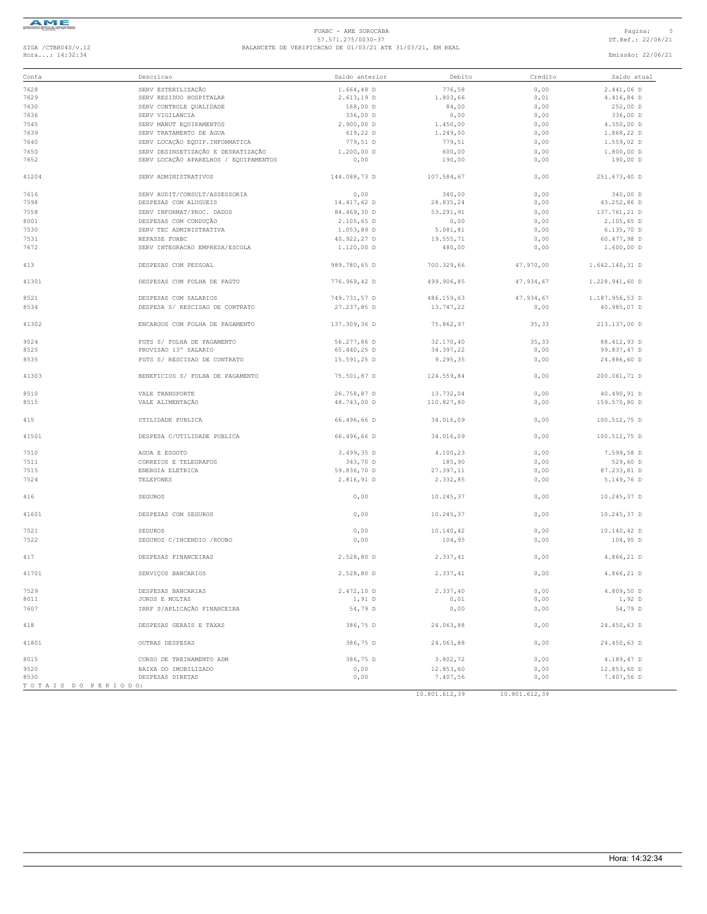FUABC - AME SOROCABA
57.571.275/0030-37
BALANCETE DE VERIFICACAO DE 01/03/21 ATE 31/03/21, EM REAL

SIGA /CTBR040/v.12
Hora...: 14:32:34

DT.Ref.: 22/06/21
Emissão: 22/06/21

| Conta | Descricao | Saldo anterior | Debito | Credito | Saldo atual |
|---|---|---|---|---|---|
| 7628 | SERV ESTERILIZAÇÃO | 1.664,48 D | 776,58 | 0,00 | 2.441,06 D |
| 7629 | SERV RESIDUO HOSPITALAR | 2.613,19 D | 1.803,66 | 0,01 | 4.416,84 D |
| 7630 | SERV CONTROLE QUALIDADE | 168,00 D | 84,00 | 0,00 | 252,00 D |
| 7636 | SERV VIGILANCIA | 336,00 D | 0,00 | 0,00 | 336,00 D |
| 7545 | SERV MANUT EQUIPAMENTOS | 2.900,00 D | 1.450,00 | 0,00 | 4.350,00 D |
| 7639 | SERV TRATAMENTO DE ÁGUA | 619,22 D | 1.249,00 | 0,00 | 1.868,22 D |
| 7640 | SERV LOCAÇÃO EQUIP.INFORMATICA | 779,51 D | 779,51 | 0,00 | 1.559,02 D |
| 7650 | SERV DESINSETIZAÇÃO E DESRATIZAÇÃO | 1.200,00 D | 600,00 | 0,00 | 1.800,00 D |
| 7652 | SERV LOCAÇÃO APARELHOS / EQUIPAMENTOS | 0,00 | 190,00 | 0,00 | 190,00 D |
| 41204 | SERV ADMINISTRATIVOS | 144.088,73 D | 107.584,67 | 0,00 | 251.673,40 D |
| 7616 | SERV AUDIT/CONSULT/ASSESSORIA | 0,00 | 340,00 | 0,00 | 340,00 D |
| 7598 | DESPESAS COM ALUGUEIS | 14.417,62 D | 28.835,24 | 0,00 | 43.252,86 D |
| 7558 | SERV INFORMAT/PROC. DADOS | 84.469,30 D | 53.291,91 | 0,00 | 137.761,21 D |
| 8001 | DESPESAS COM CONDUÇÃO | 2.105,65 D | 0,00 | 0,00 | 2.105,65 D |
| 7530 | SERV TEC ADMINISTRATIVA | 1.053,89 D | 5.081,81 | 0,00 | 6.135,70 D |
| 7531 | REPASSE FUABC | 40.922,27 D | 19.555,71 | 0,00 | 60.477,98 D |
| 7672 | SERV INTEGRACAO EMPRESA/ESCOLA | 1.120,00 D | 480,00 | 0,00 | 1.600,00 D |
| 413 | DESPESAS COM PESSOAL | 989.780,65 D | 700.329,66 | 47.970,00 | 1.642.140,31 D |
| 41301 | DESPESAS COM FOLHA DE PAGTO | 776.969,42 D | 499.906,85 | 47.934,67 | 1.228.941,60 D |
| 8521 | DESPESAS COM SALARIOS | 749.731,57 D | 486.159,63 | 47.934,67 | 1.187.956,53 D |
| 8534 | DESPESA S/ RESCISAO DE CONTRATO | 27.237,85 D | 13.747,22 | 0,00 | 40.985,07 D |
| 41302 | ENCARGOS COM FOLHA DE PAGAMENTO | 137.309,36 D | 75.862,97 | 35,33 | 213.137,00 D |
| 9024 | FGTS S/ FOLHA DE PAGAMENTO | 56.277,86 D | 32.170,40 | 35,33 | 88.412,93 D |
| 8525 | PROVISAO 13° SALARIO | 65.440,25 D | 34.397,22 | 0,00 | 99.837,47 D |
| 8535 | FGTS S/ RESCISAO DE CONTRATO | 15.591,25 D | 9.295,35 | 0,00 | 24.886,60 D |
| 41303 | BENEFICIOS S/ FOLHA DE PAGAMENTO | 75.501,87 D | 124.559,84 | 0,00 | 200.061,71 D |
| 8510 | VALE TRANSPORTE | 26.758,87 D | 13.732,04 | 0,00 | 40.490,91 D |
| 8515 | VALE ALIMENTAÇÃO | 48.743,00 D | 110.827,80 | 0,00 | 159.570,80 D |
| 415 | UTILIDADE PUBLICA | 66.496,66 D | 34.016,09 | 0,00 | 100.512,75 D |
| 41501 | DESPESA C/UTILIDADE PUBLICA | 66.496,66 D | 34.016,09 | 0,00 | 100.512,75 D |
| 7510 | AGUA E ESGOTO | 3.499,35 D | 4.100,23 | 0,00 | 7.599,58 D |
| 7511 | CORREIOS E TELEGRAFOS | 343,70 D | 185,90 | 0,00 | 529,60 D |
| 7515 | ENERGIA ELETRICA | 59.836,70 D | 27.397,11 | 0,00 | 87.233,81 D |
| 7524 | TELEFONES | 2.816,91 D | 2.332,85 | 0,00 | 5.149,76 D |
| 416 | SEGUROS | 0,00 | 10.245,37 | 0,00 | 10.245,37 D |
| 41601 | DESPESAS COM SEGUROS | 0,00 | 10.245,37 | 0,00 | 10.245,37 D |
| 7521 | SEGUROS | 0,00 | 10.140,42 | 0,00 | 10.140,42 D |
| 7522 | SEGUROS C/INCENDIO /ROUBO | 0,00 | 104,95 | 0,00 | 104,95 D |
| 417 | DESPESAS FINANCEIRAS | 2.528,80 D | 2.337,41 | 0,00 | 4.866,21 D |
| 41701 | SERVIÇOS BANCARIOS | 2.528,80 D | 2.337,41 | 0,00 | 4.866,21 D |
| 7529 | DESPESAS BANCARIAS | 2.472,10 D | 2.337,40 | 0,00 | 4.809,50 D |
| 8011 | JUROS E MULTAS | 1,91 D | 0,01 | 0,00 | 1,92 D |
| 7607 | IRRF S/APLICAÇÃO FINANCEIRA | 54,79 D | 0,00 | 0,00 | 54,79 D |
| 418 | DESPESAS GERAIS E TAXAS | 386,75 D | 24.063,88 | 0,00 | 24.450,63 D |
| 41801 | OUTRAS DESPESAS | 386,75 D | 24.063,88 | 0,00 | 24.450,63 D |
| 8015 | CURSO DE TREINAMENTO ADM | 386,75 D | 3.802,72 | 0,00 | 4.189,47 D |
| 9520 | BAIXA DO IMOBILIZADO | 0,00 | 12.853,60 | 0,00 | 12.853,60 D |
| 8530 | DESPESAS DIRETAS | 0,00 | 7.407,56 | 0,00 | 7.407,56 D |
| T O T A I S  D O  P E R I O D O: | | | 10.801.612,39 | 10.801.612,39 | |